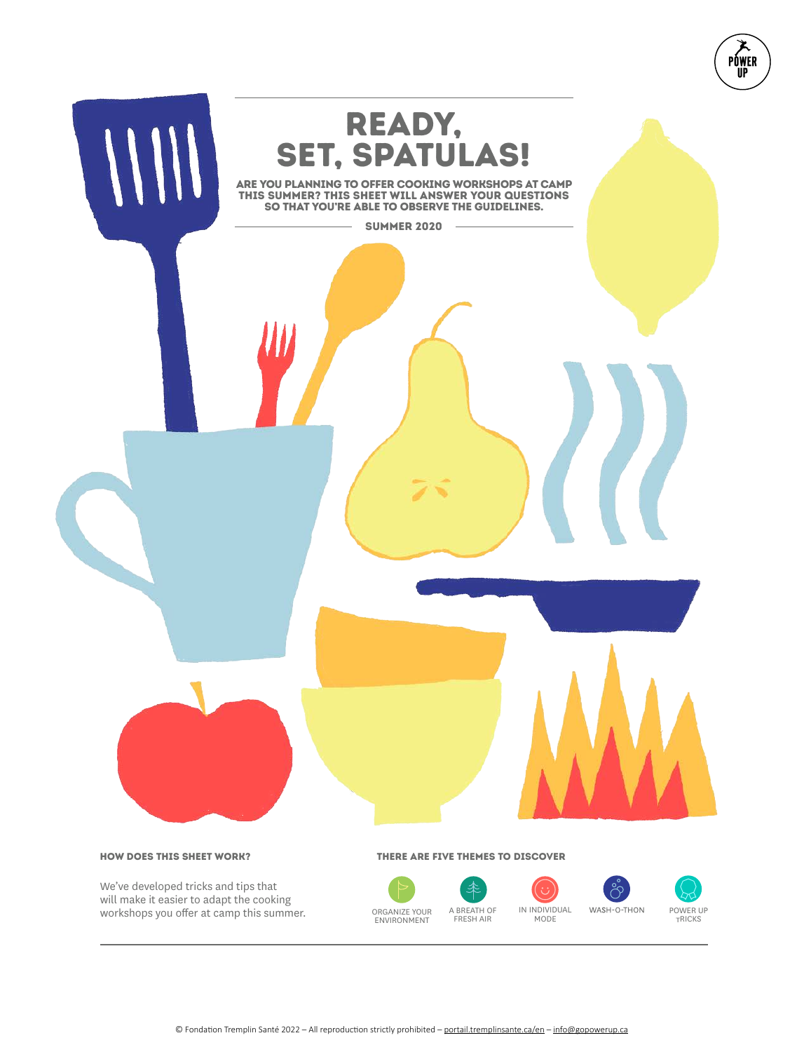# READY, SET, SPATULAS!

**ARE YOU PLANNING TO OFFER COOKING WORKSHOPS AT CAMP THIS SUMMER? THIS SHEET WILL ANSWER YOUR QUESTIONS SO THAT YOU'RE ABLE TO OBSERVE THE GUIDELINES.**

**SUMMER 2020**

### HOW DOES THIS SHEET WORK?

We've developed tricks and tips that will make it easier to adapt the cooking workshops you offer at camp this summer.

### THERE ARE FIVE THEMES TO DISCOVER

- ORGANIZE YOUR ENVIRONMENT
- A BREATH OF FRESH AIR
- IN INDIVIDUAL MODE
- WASH-O-THON
- POWER UP TRICKS

© Fondation Tremplin Santé 2022 – All reproduction strictly prohibited – portail.tremplinsante.ca/en – info@gopowerup.ca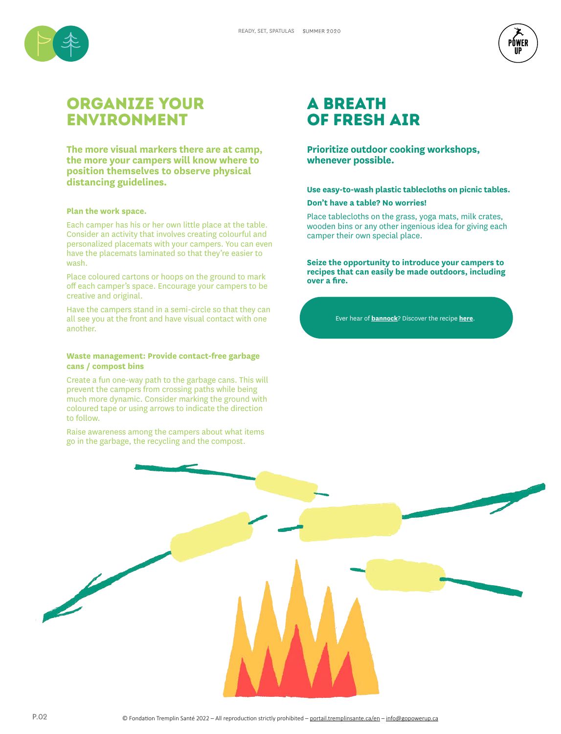## ORGANIZE YOUR ENVIRONMENT

**The more visual markers there are at camp, the more your campers will know where to position themselves to observe physical distancing guidelines.**

**Plan the work space.**

Each camper has his or her own little place at the table. Consider an activity that involves creating colourful and personalized placemats with your campers. You can even have the placemats laminated so that they're easier to wash.

Place coloured cartons or hoops on the ground to mark off each camper's space. Encourage your campers to be creative and original.

Have the campers stand in a semi-circle so that they can all see you at the front and have visual contact with one another.

**Waste management: Provide contact-free garbage cans / compost bins**

Create a fun one-way path to the garbage cans. This will prevent the campers from crossing paths while being much more dynamic. Consider marking the ground with coloured tape or using arrows to indicate the direction to follow.

Raise awareness among the campers about what items go in the garbage, the recycling and the compost.

## A BREATH OF FRESH AIR

**Prioritize outdoor cooking workshops, whenever possible.**

**Use easy-to-wash plastic tablecloths on picnic tables.**

**Don't have a table? No worries!**

Place tablecloths on the grass, yoga mats, milk crates, wooden bins or any other ingenious idea for giving each camper their own special place.

**Seize the opportunity to introduce your campers to recipes that can easily be made outdoors, including over a fire.**

Ever hear of **bannock**? Discover the recipe **here**.

© Fondation Tremplin Santé 2022 – All reproduction strictly prohibited – portail.tremplinsante.ca/en – info@gopowerup.ca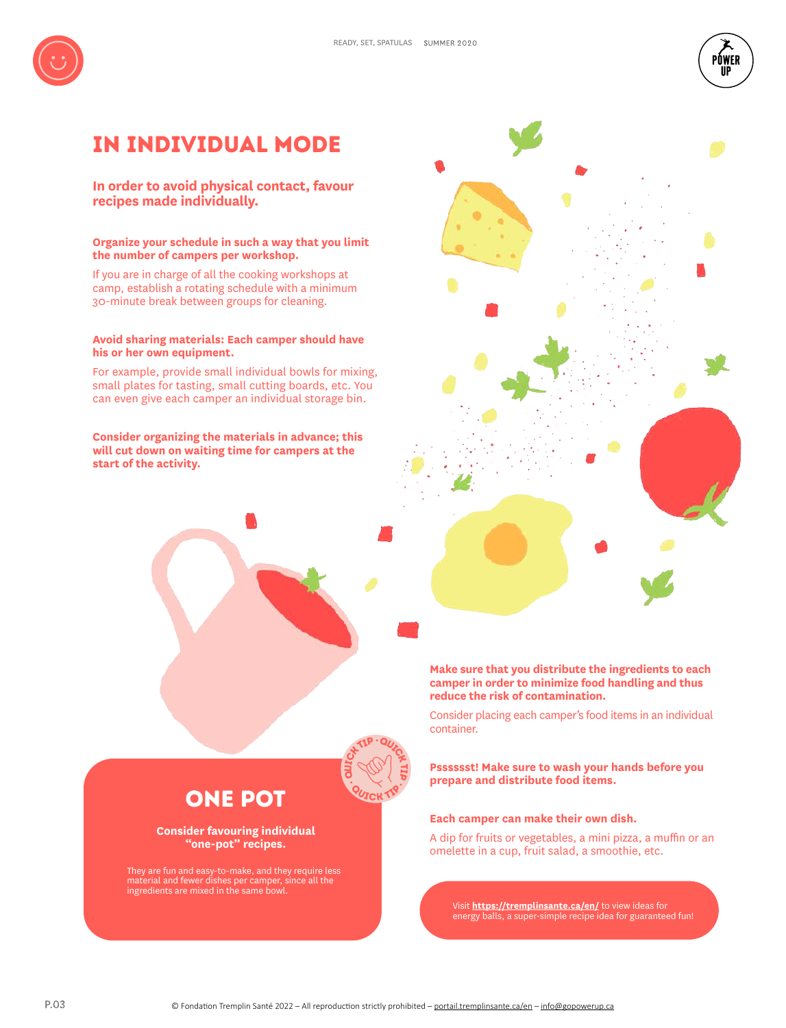# IN INDIVIDUAL MODE

## In order to avoid physical contact, favour recipes made individually.

**Organize your schedule in such a way that you limit the number of campers per workshop.**

If you are in charge of all the cooking workshops at camp, establish a rotating schedule with a minimum 30-minute break between groups for cleaning.

**Avoid sharing materials: Each camper should have his or her own equipment.**

For example, provide small individual bowls for mixing, small plates for tasting, small cutting boards, etc. You can even give each camper an individual storage bin.

**Consider organizing the materials in advance; this will cut down on waiting time for campers at the start of the activity.**

**Make sure that you distribute the ingredients to each camper in order to minimize food handling and thus reduce the risk of contamination.**

Consider placing each camper's food items in an individual container.

**Pssssst! Make sure to wash your hands before you prepare and distribute food items.**

**Each camper can make their own dish.**

A dip for fruits or vegetables, a mini pizza, a muffin or an omelette in a cup, fruit salad, a smoothie, etc.

QUICK TIP · QUICK TIP · QUICK TIP

## ONE POT

**Consider favouring individual "one-pot" recipes.**

They are fun and easy-to-make, and they require less material and fewer dishes per camper, since all the ingredients are mixed in the same bowl.

Visit **https://tremplinsante.ca/en/** to view ideas for energy balls, a super-simple recipe idea for guaranteed fun!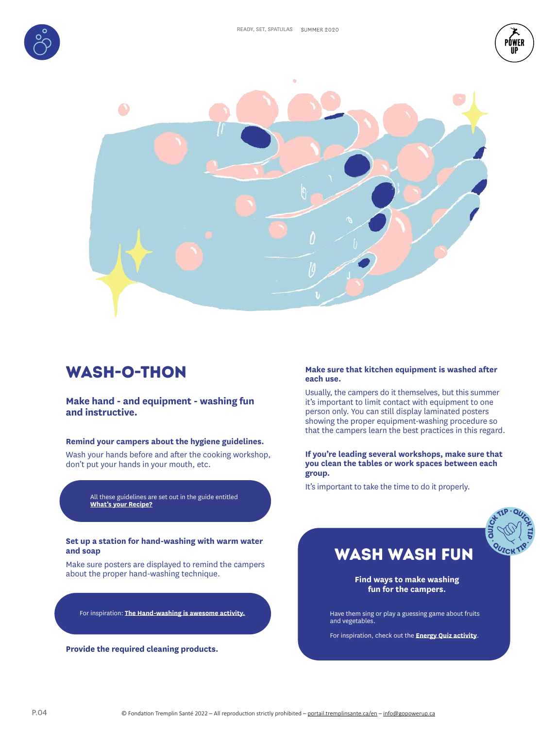# WASH-O-THON

**Make hand - and equipment - washing fun and instructive.**

**Remind your campers about the hygiene guidelines.**

Wash your hands before and after the cooking workshop, don't put your hands in your mouth, etc.

All these guidelines are set out in the guide entitled **What's your Recipe?**

**Set up a station for hand-washing with warm water and soap**

Make sure posters are displayed to remind the campers about the proper hand-washing technique.

For inspiration: **The Hand-washing is awesome activity.**

**Provide the required cleaning products.**

**Make sure that kitchen equipment is washed after each use.**

Usually, the campers do it themselves, but this summer it's important to limit contact with equipment to one person only. You can still display laminated posters showing the proper equipment-washing procedure so that the campers learn the best practices in this regard.

**If you're leading several workshops, make sure that you clean the tables or work spaces between each group.**

It's important to take the time to do it properly.

## WASH WASH FUN

QUICK TIP

**Find ways to make washing fun for the campers.**

Have them sing or play a guessing game about fruits and vegetables.

For inspiration, check out the **Energy Quiz activity**.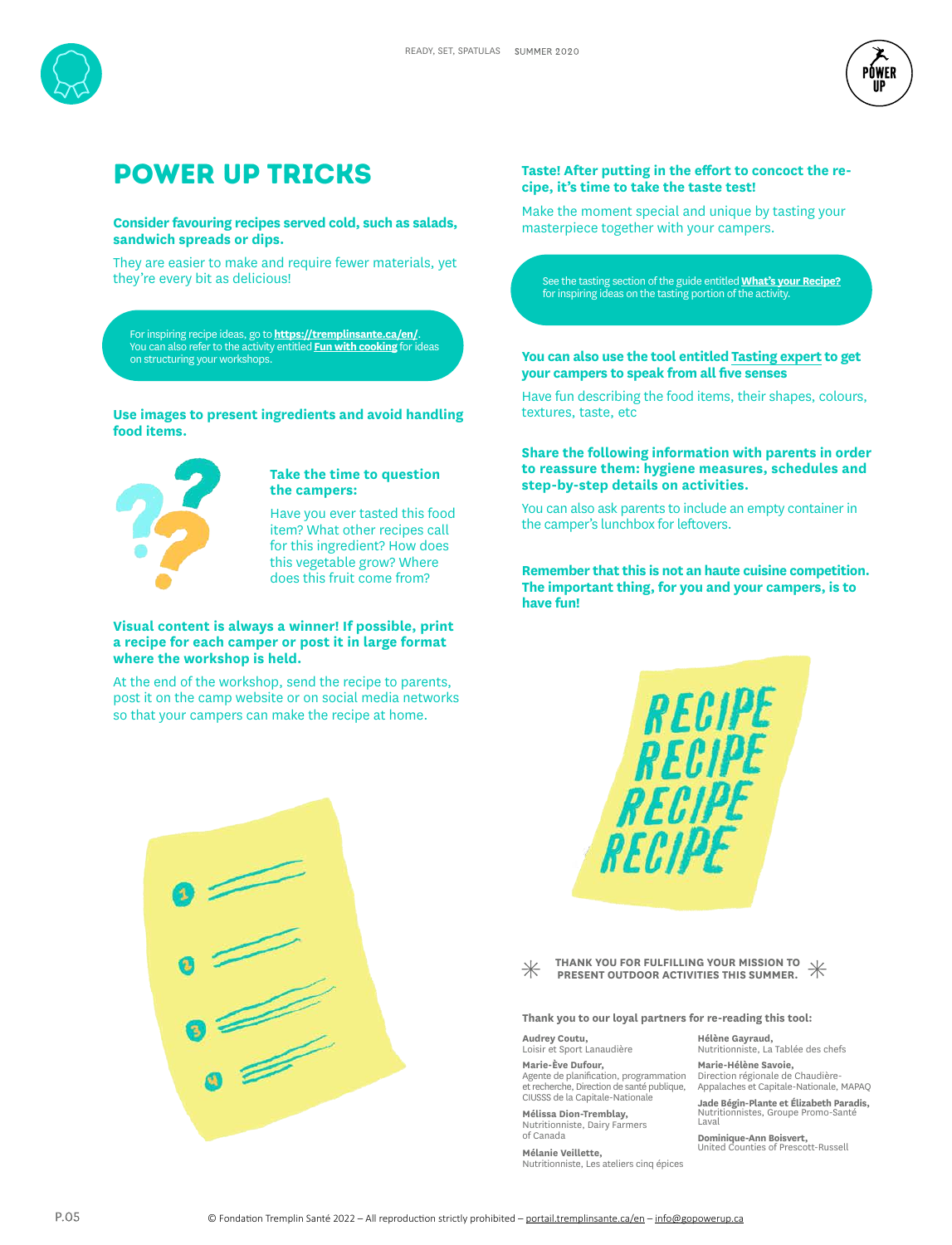# POWER UP TRICKS

**Consider favouring recipes served cold, such as salads, sandwich spreads or dips.**

They are easier to make and require fewer materials, yet they're every bit as delicious!

For inspiring recipe ideas, go to **https://tremplinsante.ca/en/**. You can also refer to the activity entitled **Fun with cooking** for ideas on structuring your workshops.

**Use images to present ingredients and avoid handling food items.**

**Take the time to question the campers:**

Have you ever tasted this food item? What other recipes call for this ingredient? How does this vegetable grow? Where does this fruit come from?

**Visual content is always a winner! If possible, print a recipe for each camper or post it in large format where the workshop is held.**

At the end of the workshop, send the recipe to parents, post it on the camp website or on social media networks so that your campers can make the recipe at home.

**Taste! After putting in the effort to concoct the recipe, it's time to take the taste test!**

Make the moment special and unique by tasting your masterpiece together with your campers.

See the tasting section of the guide entitled **What's your Recipe?** for inspiring ideas on the tasting portion of the activity.

**You can also use the tool entitled Tasting expert to get your campers to speak from all five senses**

Have fun describing the food items, their shapes, colours, textures, taste, etc

**Share the following information with parents in order to reassure them: hygiene measures, schedules and step-by-step details on activities.**

You can also ask parents to include an empty container in the camper's lunchbox for leftovers.

**Remember that this is not an haute cuisine competition. The important thing, for you and your campers, is to have fun!**

RECIPE
RECIPE
RECIPE
RECIPE

**THANK YOU FOR FULFILLING YOUR MISSION TO PRESENT OUTDOOR ACTIVITIES THIS SUMMER.**

**Thank you to our loyal partners for re-reading this tool:**

**Audrey Coutu,**
Loisir et Sport Lanaudière

**Marie-Ève Dufour,**
Agente de planification, programmation et recherche, Direction de santé publique, CIUSSS de la Capitale-Nationale

**Mélissa Dion-Tremblay,**
Nutritionniste, Dairy Farmers of Canada

**Mélanie Veillette,**
Nutritionniste, Les ateliers cinq épices

**Hélène Gayraud,**
Nutritionniste, La Tablée des chefs

**Marie-Hélène Savoie,**
Direction régionale de Chaudière-Appalaches et Capitale-Nationale, MAPAQ

**Jade Bégin-Plante et Élizabeth Paradis,**
Nutritionnistes, Groupe Promo-Santé Laval

**Dominique-Ann Boisvert,**
United Counties of Prescott-Russell

© Fondation Tremplin Santé 2022 – All reproduction strictly prohibited – portail.tremplinsante.ca/en – info@gopowerup.ca